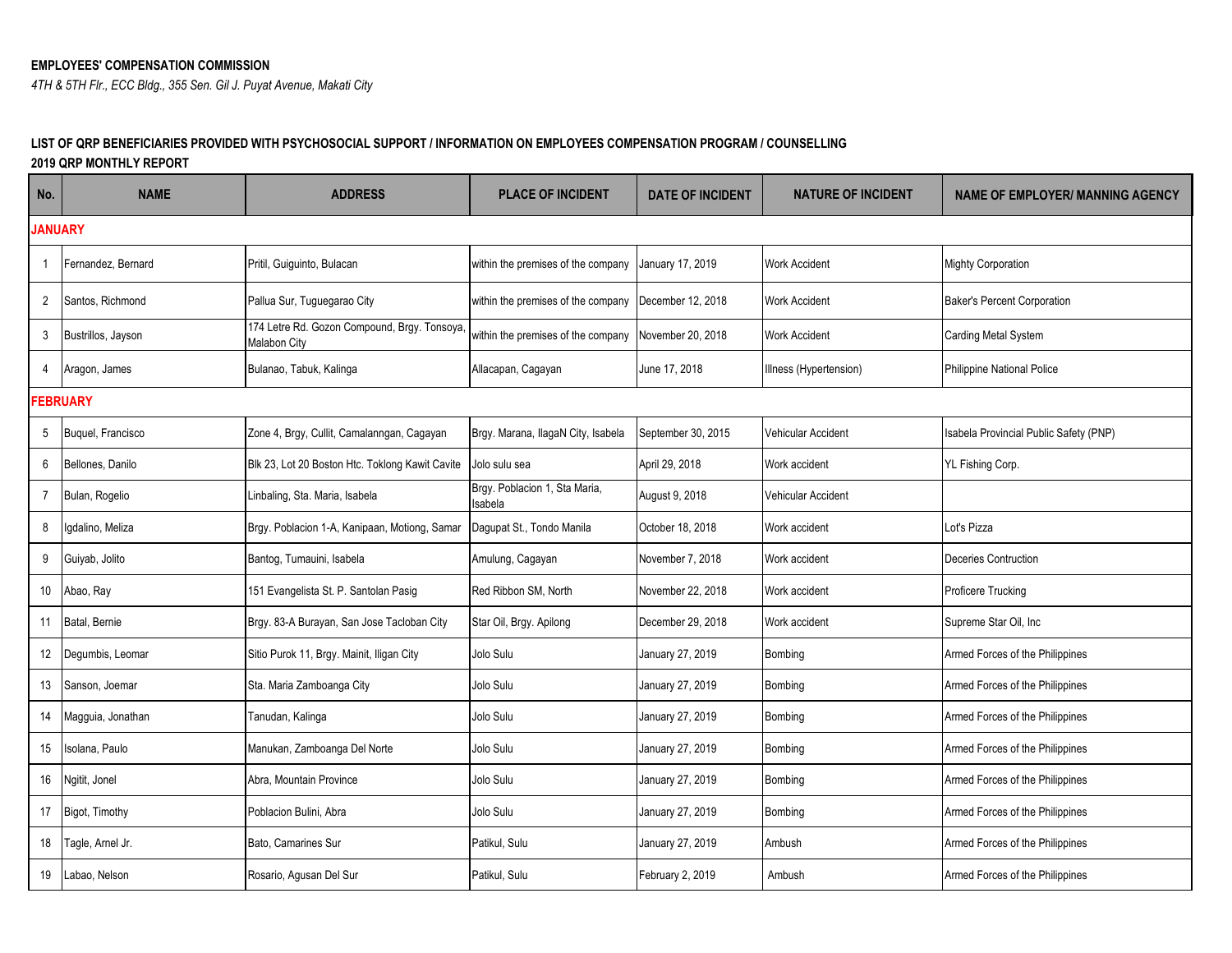**EMPLOYEES' COMPENSATION COMMISSION**

*4TH & 5TH Flr., ECC Bldg., 355 Sen. Gil J. Puyat Avenue, Makati City*

**LIST OF QRP BENEFICIARIES PROVIDED WITH PSYCHOSOCIAL SUPPORT / INFORMATION ON EMPLOYEES COMPENSATION PROGRAM / COUNSELLING**

**2019 QRP MONTHLY REPORT**

| No. | NAME | ADDRESS | PLACE OF INCIDENT | DATE OF INCIDENT | NATURE OF INCIDENT | NAME OF EMPLOYER/ MANNING AGENCY |
|---|---|---|---|---|---|---|
| **JANUARY** | | | | | | |
| 1 | Fernandez, Bernard | Pritil, Guiguinto, Bulacan | within the premises of the company | January 17, 2019 | Work Accident | Mighty Corporation |
| 2 | Santos, Richmond | Pallua Sur, Tuguegarao City | within the premises of the company | December 12, 2018 | Work Accident | Baker's Percent Corporation |
| 3 | Bustrillos, Jayson | 174 Letre Rd. Gozon Compound, Brgy. Tonsoya, Malabon City | within the premises of the company | November 20, 2018 | Work Accident | Carding Metal System |
| 4 | Aragon, James | Bulanao, Tabuk, Kalinga | Allacapan, Cagayan | June 17, 2018 | Illness (Hypertension) | Philippine National Police |
| **FEBRUARY** | | | | | | |
| 5 | Buquel, Francisco | Zone 4, Brgy, Cullit, Camalanngan, Cagayan | Brgy. Marana, IlagaN City, Isabela | September 30, 2015 | Vehicular Accident | Isabela Provincial Public Safety (PNP) |
| 6 | Bellones, Danilo | Blk 23, Lot 20 Boston Htc. Toklong Kawit Cavite | Jolo sulu sea | April 29, 2018 | Work accident | YL Fishing Corp. |
| 7 | Bulan, Rogelio | Linbaling, Sta. Maria, Isabela | Brgy. Poblacion 1, Sta Maria, Isabela | August 9, 2018 | Vehicular Accident | |
| 8 | Igdalino, Meliza | Brgy. Poblacion 1-A, Kanipaan, Motiong, Samar | Dagupat St., Tondo Manila | October 18, 2018 | Work accident | Lot's Pizza |
| 9 | Guiyab, Jolito | Bantog, Tumauini, Isabela | Amulung, Cagayan | November 7, 2018 | Work accident | Deceries Contruction |
| 10 | Abao, Ray | 151 Evangelista St. P. Santolan Pasig | Red Ribbon SM, North | November 22, 2018 | Work accident | Proficere Trucking |
| 11 | Batal, Bernie | Brgy. 83-A Burayan, San Jose Tacloban City | Star Oil, Brgy. Apilong | December 29, 2018 | Work accident | Supreme Star Oil, Inc |
| 12 | Degumbis, Leomar | Sitio Purok 11, Brgy. Mainit, Iligan City | Jolo Sulu | January 27, 2019 | Bombing | Armed Forces of the Philippines |
| 13 | Sanson, Joemar | Sta. Maria Zamboanga City | Jolo Sulu | January 27, 2019 | Bombing | Armed Forces of the Philippines |
| 14 | Magguia, Jonathan | Tanudan, Kalinga | Jolo Sulu | January 27, 2019 | Bombing | Armed Forces of the Philippines |
| 15 | Isolana, Paulo | Manukan, Zamboanga Del Norte | Jolo Sulu | January 27, 2019 | Bombing | Armed Forces of the Philippines |
| 16 | Ngitit, Jonel | Abra, Mountain Province | Jolo Sulu | January 27, 2019 | Bombing | Armed Forces of the Philippines |
| 17 | Bigot, Timothy | Poblacion Bulini, Abra | Jolo Sulu | January 27, 2019 | Bombing | Armed Forces of the Philippines |
| 18 | Tagle, Arnel Jr. | Bato, Camarines Sur | Patikul, Sulu | January 27, 2019 | Ambush | Armed Forces of the Philippines |
| 19 | Labao, Nelson | Rosario, Agusan Del Sur | Patikul, Sulu | February 2, 2019 | Ambush | Armed Forces of the Philippines |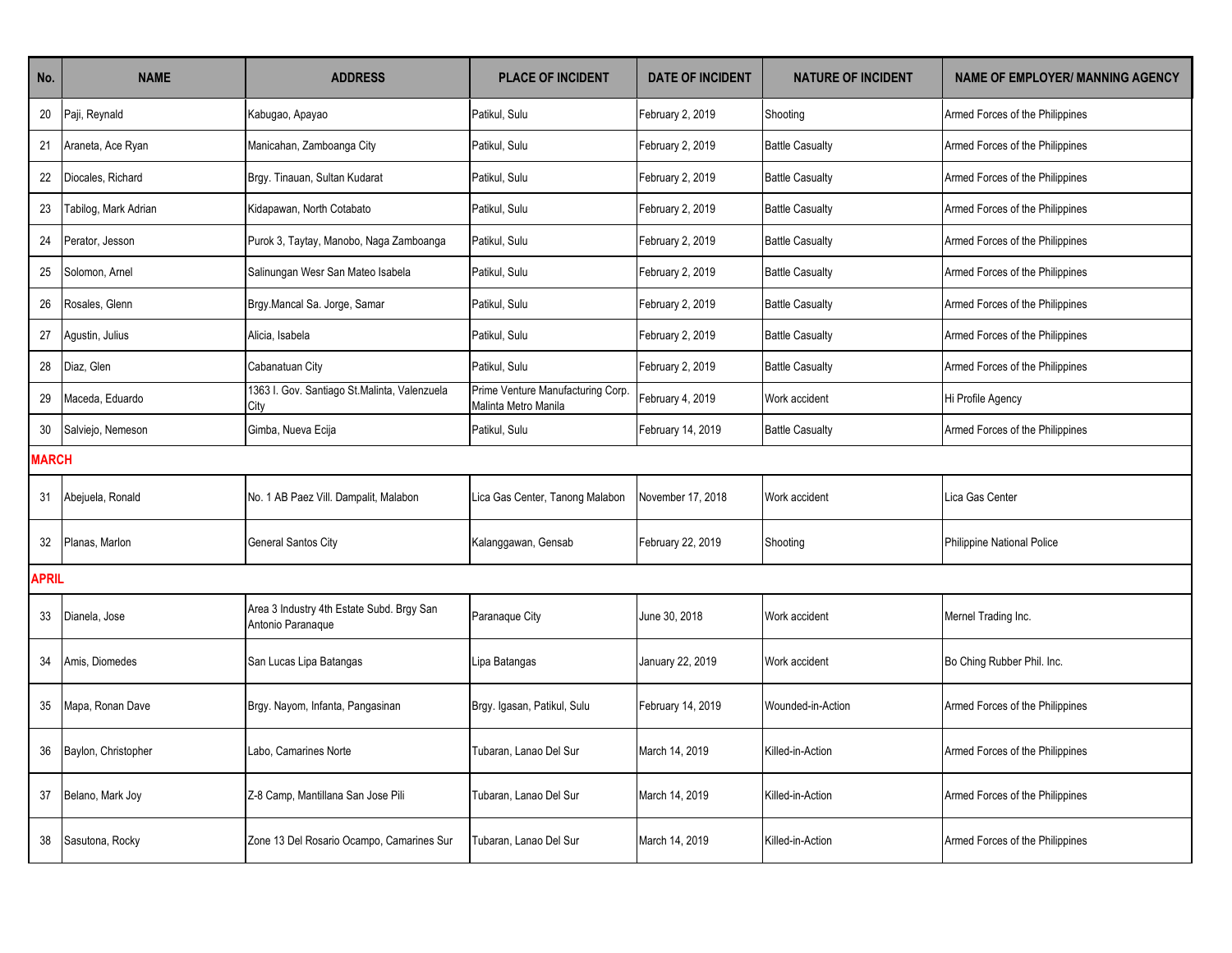| No. | NAME | ADDRESS | PLACE OF INCIDENT | DATE OF INCIDENT | NATURE OF INCIDENT | NAME OF EMPLOYER/ MANNING AGENCY |
|---|---|---|---|---|---|---|
| 20 | Paji, Reynald | Kabugao, Apayao | Patikul, Sulu | February 2, 2019 | Shooting | Armed Forces of the Philippines |
| 21 | Araneta, Ace Ryan | Manicahan, Zamboanga City | Patikul, Sulu | February 2, 2019 | Battle Casualty | Armed Forces of the Philippines |
| 22 | Diocales, Richard | Brgy. Tinauan, Sultan Kudarat | Patikul, Sulu | February 2, 2019 | Battle Casualty | Armed Forces of the Philippines |
| 23 | Tabilog, Mark Adrian | Kidapawan, North Cotabato | Patikul, Sulu | February 2, 2019 | Battle Casualty | Armed Forces of the Philippines |
| 24 | Perator, Jesson | Purok 3, Taytay, Manobo, Naga Zamboanga | Patikul, Sulu | February 2, 2019 | Battle Casualty | Armed Forces of the Philippines |
| 25 | Solomon, Arnel | Salinungan Wesr San Mateo Isabela | Patikul, Sulu | February 2, 2019 | Battle Casualty | Armed Forces of the Philippines |
| 26 | Rosales, Glenn | Brgy.Mancal Sa. Jorge, Samar | Patikul, Sulu | February 2, 2019 | Battle Casualty | Armed Forces of the Philippines |
| 27 | Agustin, Julius | Alicia, Isabela | Patikul, Sulu | February 2, 2019 | Battle Casualty | Armed Forces of the Philippines |
| 28 | Diaz, Glen | Cabanatuan City | Patikul, Sulu | February 2, 2019 | Battle Casualty | Armed Forces of the Philippines |
| 29 | Maceda, Eduardo | 1363 I. Gov. Santiago St.Malinta, Valenzuela City | Prime Venture Manufacturing Corp. Malinta Metro Manila | February 4, 2019 | Work accident | Hi Profile Agency |
| 30 | Salviejo, Nemeson | Gimba, Nueva Ecija | Patikul, Sulu | February 14, 2019 | Battle Casualty | Armed Forces of the Philippines |
| **MARCH** | | | | | | |
| 31 | Abejuela, Ronald | No. 1 AB Paez Vill. Dampalit, Malabon | Lica Gas Center, Tanong Malabon | November 17, 2018 | Work accident | Lica Gas Center |
| 32 | Planas, Marlon | General Santos City | Kalanggawan, Gensab | February 22, 2019 | Shooting | Philippine National Police |
| **APRIL** | | | | | | |
| 33 | Dianela, Jose | Area 3 Industry 4th Estate Subd. Brgy San Antonio Paranaque | Paranaque City | June 30, 2018 | Work accident | Mernel Trading Inc. |
| 34 | Amis, Diomedes | San Lucas Lipa Batangas | Lipa Batangas | January 22, 2019 | Work accident | Bo Ching Rubber Phil. Inc. |
| 35 | Mapa, Ronan Dave | Brgy. Nayom, Infanta, Pangasinan | Brgy. Igasan, Patikul, Sulu | February 14, 2019 | Wounded-in-Action | Armed Forces of the Philippines |
| 36 | Baylon, Christopher | Labo, Camarines Norte | Tubaran, Lanao Del Sur | March 14, 2019 | Killed-in-Action | Armed Forces of the Philippines |
| 37 | Belano, Mark Joy | Z-8 Camp, Mantillana San Jose Pili | Tubaran, Lanao Del Sur | March 14, 2019 | Killed-in-Action | Armed Forces of the Philippines |
| 38 | Sasutona, Rocky | Zone 13 Del Rosario Ocampo, Camarines Sur | Tubaran, Lanao Del Sur | March 14, 2019 | Killed-in-Action | Armed Forces of the Philippines |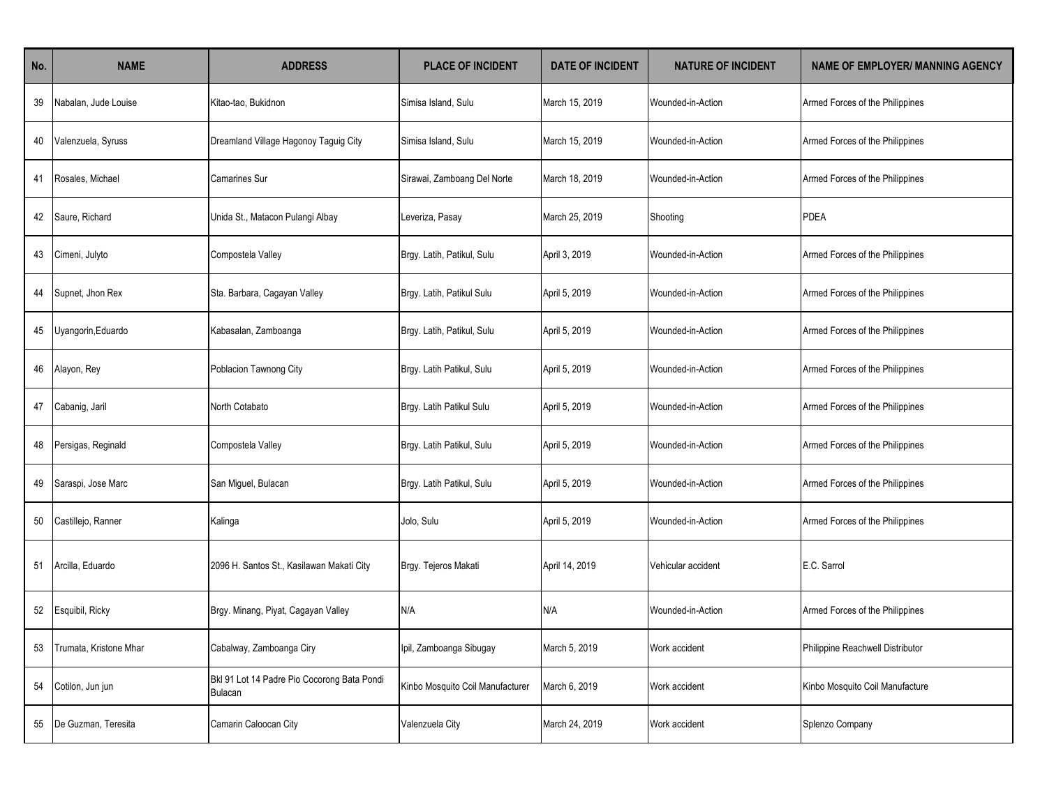| No. | NAME | ADDRESS | PLACE OF INCIDENT | DATE OF INCIDENT | NATURE OF INCIDENT | NAME OF EMPLOYER/ MANNING AGENCY |
|---|---|---|---|---|---|---|
| 39 | Nabalan, Jude Louise | Kitao-tao, Bukidnon | Simisa Island, Sulu | March 15, 2019 | Wounded-in-Action | Armed Forces of the Philippines |
| 40 | Valenzuela, Syruss | Dreamland Village Hagonoy Taguig City | Simisa Island, Sulu | March 15, 2019 | Wounded-in-Action | Armed Forces of the Philippines |
| 41 | Rosales, Michael | Camarines Sur | Sirawai, Zamboang Del Norte | March 18, 2019 | Wounded-in-Action | Armed Forces of the Philippines |
| 42 | Saure, Richard | Unida St., Matacon Pulangi Albay | Leveriza, Pasay | March 25, 2019 | Shooting | PDEA |
| 43 | Cimeni, Julyto | Compostela Valley | Brgy. Latih, Patikul, Sulu | April 3, 2019 | Wounded-in-Action | Armed Forces of the Philippines |
| 44 | Supnet, Jhon Rex | Sta. Barbara, Cagayan Valley | Brgy. Latih, Patikul Sulu | April 5, 2019 | Wounded-in-Action | Armed Forces of the Philippines |
| 45 | Uyangorin,Eduardo | Kabasalan, Zamboanga | Brgy. Latih, Patikul, Sulu | April 5, 2019 | Wounded-in-Action | Armed Forces of the Philippines |
| 46 | Alayon, Rey | Poblacion Tawnong City | Brgy. Latih Patikul, Sulu | April 5, 2019 | Wounded-in-Action | Armed Forces of the Philippines |
| 47 | Cabanig, Jaril | North Cotabato | Brgy. Latih Patikul Sulu | April 5, 2019 | Wounded-in-Action | Armed Forces of the Philippines |
| 48 | Persigas, Reginald | Compostela Valley | Brgy. Latih Patikul, Sulu | April 5, 2019 | Wounded-in-Action | Armed Forces of the Philippines |
| 49 | Saraspi, Jose Marc | San Miguel, Bulacan | Brgy. Latih Patikul, Sulu | April 5, 2019 | Wounded-in-Action | Armed Forces of the Philippines |
| 50 | Castillejo, Ranner | Kalinga | Jolo, Sulu | April 5, 2019 | Wounded-in-Action | Armed Forces of the Philippines |
| 51 | Arcilla, Eduardo | 2096 H. Santos St., Kasilawan Makati City | Brgy. Tejeros Makati | April 14, 2019 | Vehicular accident | E.C. Sarrol |
| 52 | Esquibil, Ricky | Brgy. Minang, Piyat, Cagayan Valley | N/A | N/A | Wounded-in-Action | Armed Forces of the Philippines |
| 53 | Trumata, Kristone Mhar | Cabalway, Zamboanga Ciry | Ipil, Zamboanga Sibugay | March 5, 2019 | Work accident | Philippine Reachwell Distributor |
| 54 | Cotilon, Jun jun | Bkl 91 Lot 14 Padre Pio Cocorong Bata Pondi Bulacan | Kinbo Mosquito Coil Manufacturer | March 6, 2019 | Work accident | Kinbo Mosquito Coil Manufacture |
| 55 | De Guzman, Teresita | Camarin Caloocan City | Valenzuela City | March 24, 2019 | Work accident | Splenzo Company |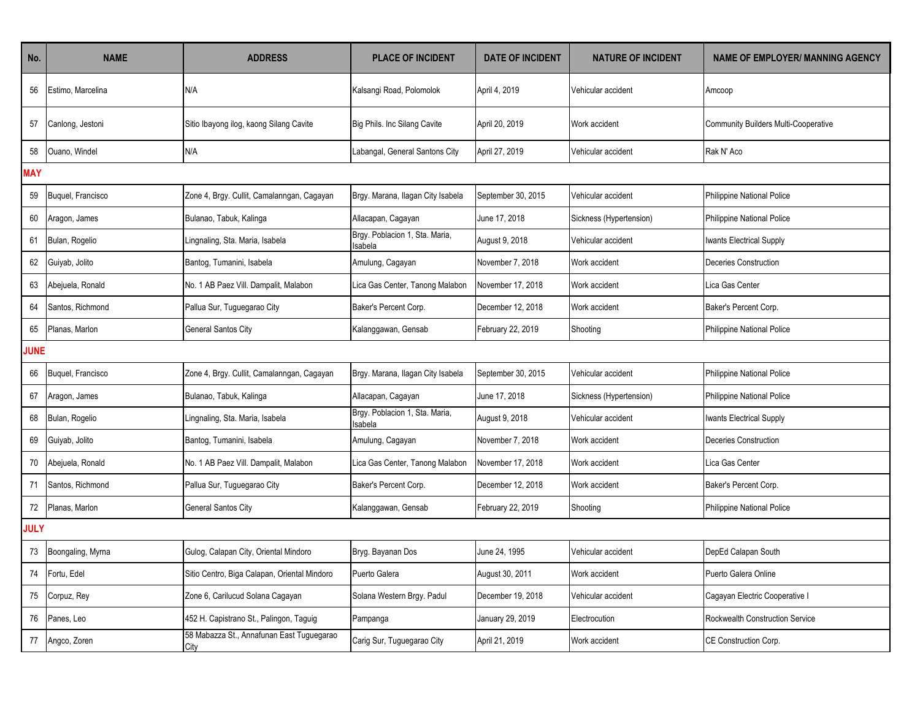| No. | NAME | ADDRESS | PLACE OF INCIDENT | DATE OF INCIDENT | NATURE OF INCIDENT | NAME OF EMPLOYER/ MANNING AGENCY |
|---|---|---|---|---|---|---|
| 56 | Estimo, Marcelina | N/A | Kalsangi Road, Polomolok | April 4, 2019 | Vehicular accident | Amcoop |
| 57 | Canlong, Jestoni | Sitio Ibayong ilog, kaong Silang Cavite | Big Phils. Inc Silang Cavite | April 20, 2019 | Work accident | Community Builders Multi-Cooperative |
| 58 | Ouano, Windel | N/A | Labangal, General Santons City | April 27, 2019 | Vehicular accident | Rak N' Aco |
| **MAY** | | | | | | |
| 59 | Buquel, Francisco | Zone 4, Brgy. Cullit, Camalanngan, Cagayan | Brgy. Marana, Ilagan City Isabela | September 30, 2015 | Vehicular accident | Philippine National Police |
| 60 | Aragon, James | Bulanao, Tabuk, Kalinga | Allacapan, Cagayan | June 17, 2018 | Sickness (Hypertension) | Philippine National Police |
| 61 | Bulan, Rogelio | Lingnaling, Sta. Maria, Isabela | Brgy. Poblacion 1, Sta. Maria, Isabela | August 9, 2018 | Vehicular accident | Iwants Electrical Supply |
| 62 | Guiyab, Jolito | Bantog, Tumanini, Isabela | Amulung, Cagayan | November 7, 2018 | Work accident | Deceries Construction |
| 63 | Abejuela, Ronald | No. 1 AB Paez Vill. Dampalit, Malabon | Lica Gas Center, Tanong Malabon | November 17, 2018 | Work accident | Lica Gas Center |
| 64 | Santos, Richmond | Pallua Sur, Tuguegarao City | Baker's Percent Corp. | December 12, 2018 | Work accident | Baker's Percent Corp. |
| 65 | Planas, Marlon | General Santos City | Kalanggawan, Gensab | February 22, 2019 | Shooting | Philippine National Police |
| **JUNE** | | | | | | |
| 66 | Buquel, Francisco | Zone 4, Brgy. Cullit, Camalanngan, Cagayan | Brgy. Marana, Ilagan City Isabela | September 30, 2015 | Vehicular accident | Philippine National Police |
| 67 | Aragon, James | Bulanao, Tabuk, Kalinga | Allacapan, Cagayan | June 17, 2018 | Sickness (Hypertension) | Philippine National Police |
| 68 | Bulan, Rogelio | Lingnaling, Sta. Maria, Isabela | Brgy. Poblacion 1, Sta. Maria, Isabela | August 9, 2018 | Vehicular accident | Iwants Electrical Supply |
| 69 | Guiyab, Jolito | Bantog, Tumanini, Isabela | Amulung, Cagayan | November 7, 2018 | Work accident | Deceries Construction |
| 70 | Abejuela, Ronald | No. 1 AB Paez Vill. Dampalit, Malabon | Lica Gas Center, Tanong Malabon | November 17, 2018 | Work accident | Lica Gas Center |
| 71 | Santos, Richmond | Pallua Sur, Tuguegarao City | Baker's Percent Corp. | December 12, 2018 | Work accident | Baker's Percent Corp. |
| 72 | Planas, Marlon | General Santos City | Kalanggawan, Gensab | February 22, 2019 | Shooting | Philippine National Police |
| **JULY** | | | | | | |
| 73 | Boongaling, Myrna | Gulog, Calapan City, Oriental Mindoro | Bryg. Bayanan Dos | June 24, 1995 | Vehicular accident | DepEd Calapan South |
| 74 | Fortu, Edel | Sitio Centro, Biga Calapan, Oriental Mindoro | Puerto Galera | August 30, 2011 | Work accident | Puerto Galera Online |
| 75 | Corpuz, Rey | Zone 6, Carilucud Solana Cagayan | Solana Western Brgy. Padul | December 19, 2018 | Vehicular accident | Cagayan Electric Cooperative I |
| 76 | Panes, Leo | 452 H. Capistrano St., Palingon, Taguig | Pampanga | January 29, 2019 | Electrocution | Rockwealth Construction Service |
| 77 | Angco, Zoren | 58 Mabazza St., Annafunan East Tuguegarao City | Carig Sur, Tuguegarao City | April 21, 2019 | Work accident | CE Construction Corp. |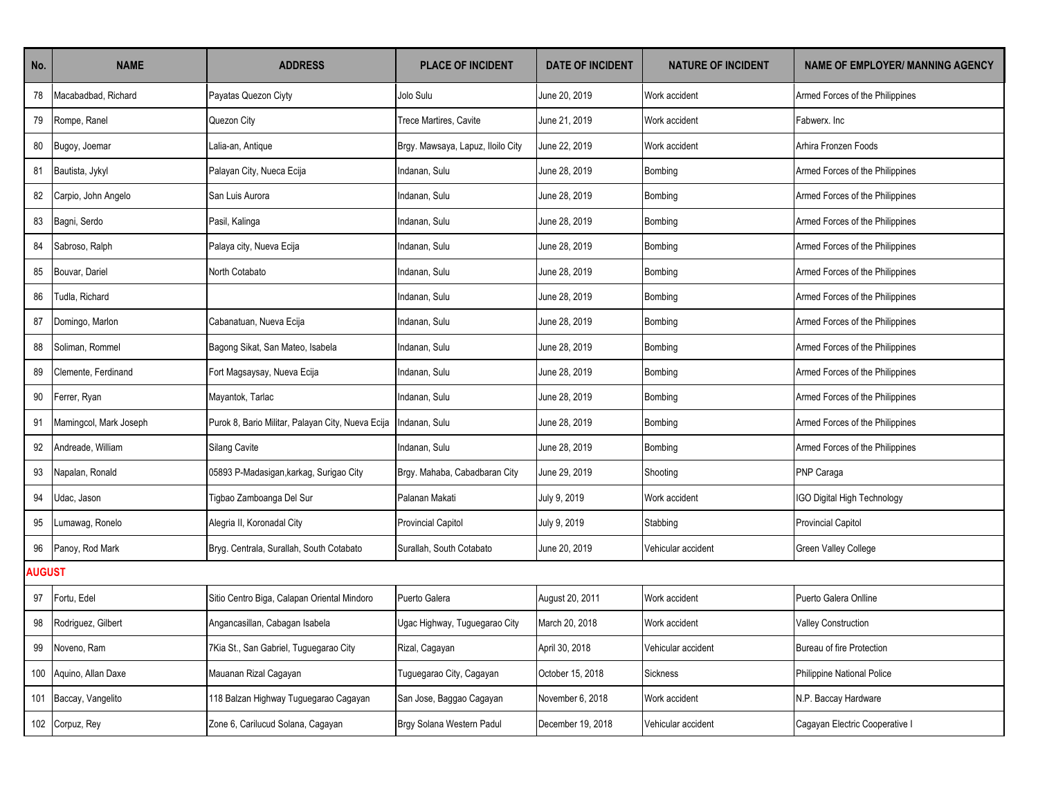| No. | NAME | ADDRESS | PLACE OF INCIDENT | DATE OF INCIDENT | NATURE OF INCIDENT | NAME OF EMPLOYER/ MANNING AGENCY |
|---|---|---|---|---|---|---|
| 78 | Macabadbad, Richard | Payatas Quezon Ciyty | Jolo Sulu | June 20, 2019 | Work accident | Armed Forces of the Philippines |
| 79 | Rompe, Ranel | Quezon City | Trece Martires, Cavite | June 21, 2019 | Work accident | Fabwerx. Inc |
| 80 | Bugoy, Joemar | Lalia-an, Antique | Brgy. Mawsaya, Lapuz, Iloilo City | June 22, 2019 | Work accident | Arhira Fronzen Foods |
| 81 | Bautista, Jykyl | Palayan City, Nueca Ecija | Indanan, Sulu | June 28, 2019 | Bombing | Armed Forces of the Philippines |
| 82 | Carpio, John Angelo | San Luis Aurora | Indanan, Sulu | June 28, 2019 | Bombing | Armed Forces of the Philippines |
| 83 | Bagni, Serdo | Pasil, Kalinga | Indanan, Sulu | June 28, 2019 | Bombing | Armed Forces of the Philippines |
| 84 | Sabroso, Ralph | Palaya city, Nueva Ecija | Indanan, Sulu | June 28, 2019 | Bombing | Armed Forces of the Philippines |
| 85 | Bouvar, Dariel | North Cotabato | Indanan, Sulu | June 28, 2019 | Bombing | Armed Forces of the Philippines |
| 86 | Tudla, Richard | | Indanan, Sulu | June 28, 2019 | Bombing | Armed Forces of the Philippines |
| 87 | Domingo, Marlon | Cabanatuan, Nueva Ecija | Indanan, Sulu | June 28, 2019 | Bombing | Armed Forces of the Philippines |
| 88 | Soliman, Rommel | Bagong Sikat, San Mateo, Isabela | Indanan, Sulu | June 28, 2019 | Bombing | Armed Forces of the Philippines |
| 89 | Clemente, Ferdinand | Fort Magsaysay, Nueva Ecija | Indanan, Sulu | June 28, 2019 | Bombing | Armed Forces of the Philippines |
| 90 | Ferrer, Ryan | Mayantok, Tarlac | Indanan, Sulu | June 28, 2019 | Bombing | Armed Forces of the Philippines |
| 91 | Mamingcol, Mark Joseph | Purok 8, Bario Militar, Palayan City, Nueva Ecija | Indanan, Sulu | June 28, 2019 | Bombing | Armed Forces of the Philippines |
| 92 | Andreade, William | Silang Cavite | Indanan, Sulu | June 28, 2019 | Bombing | Armed Forces of the Philippines |
| 93 | Napalan, Ronald | 05893 P-Madasigan,karkag, Surigao City | Brgy. Mahaba, Cabadbaran City | June 29, 2019 | Shooting | PNP Caraga |
| 94 | Udac, Jason | Tigbao Zamboanga Del Sur | Palanan Makati | July 9, 2019 | Work accident | IGO Digital High Technology |
| 95 | Lumawag, Ronelo | Alegria II, Koronadal City | Provincial Capitol | July 9, 2019 | Stabbing | Provincial Capitol |
| 96 | Panoy, Rod Mark | Bryg. Centrala, Surallah, South Cotabato | Surallah, South Cotabato | June 20, 2019 | Vehicular accident | Green Valley College |
| **AUGUST** | | | | | | |
| 97 | Fortu, Edel | Sitio Centro Biga, Calapan Oriental Mindoro | Puerto Galera | August 20, 2011 | Work accident | Puerto Galera Onlline |
| 98 | Rodriguez, Gilbert | Angancasillan, Cabagan Isabela | Ugac Highway, Tuguegarao City | March 20, 2018 | Work accident | Valley Construction |
| 99 | Noveno, Ram | 7Kia St., San Gabriel, Tuguegarao City | Rizal, Cagayan | April 30, 2018 | Vehicular accident | Bureau of fire Protection |
| 100 | Aquino, Allan Daxe | Mauanan Rizal Cagayan | Tuguegarao City, Cagayan | October 15, 2018 | Sickness | Philippine National Police |
| 101 | Baccay, Vangelito | 118 Balzan Highway Tuguegarao Cagayan | San Jose, Baggao Cagayan | November 6, 2018 | Work accident | N.P. Baccay Hardware |
| 102 | Corpuz, Rey | Zone 6, Carilucud Solana, Cagayan | Brgy Solana Western Padul | December 19, 2018 | Vehicular accident | Cagayan Electric Cooperative I |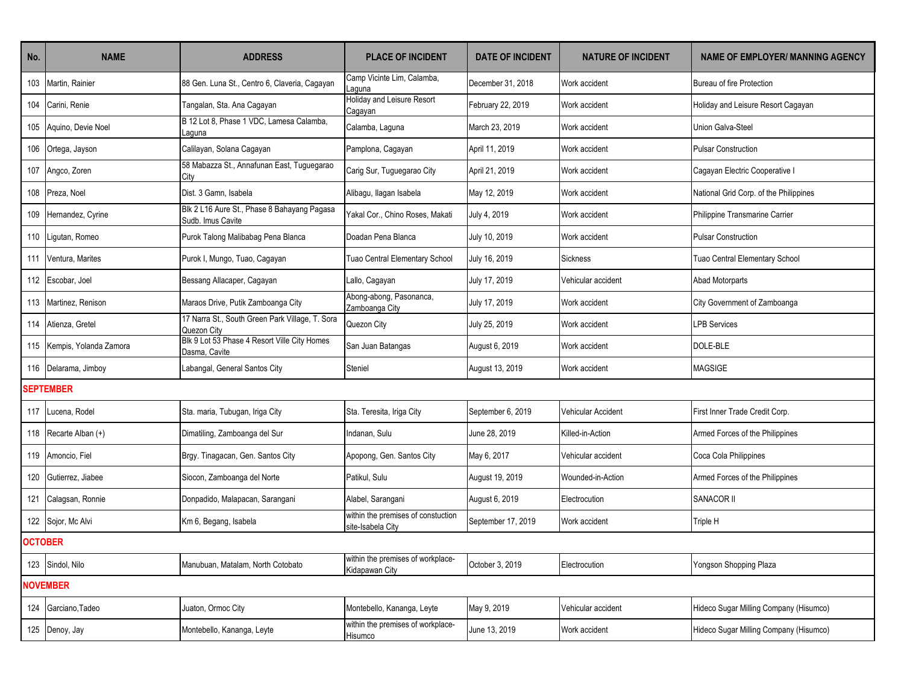| No. | NAME | ADDRESS | PLACE OF INCIDENT | DATE OF INCIDENT | NATURE OF INCIDENT | NAME OF EMPLOYER/ MANNING AGENCY |
|---|---|---|---|---|---|---|
| 103 | Martin, Rainier | 88 Gen. Luna St., Centro 6, Claveria, Cagayan | Camp Vicinte Lim, Calamba, Laguna | December 31, 2018 | Work accident | Bureau of fire Protection |
| 104 | Carini, Renie | Tangalan, Sta. Ana Cagayan | Holiday and Leisure Resort Cagayan | February 22, 2019 | Work accident | Holiday and Leisure Resort Cagayan |
| 105 | Aquino, Devie Noel | B 12 Lot 8, Phase 1 VDC, Lamesa Calamba, Laguna | Calamba, Laguna | March 23, 2019 | Work accident | Union Galva-Steel |
| 106 | Ortega, Jayson | Calilayan, Solana Cagayan | Pamplona, Cagayan | April 11, 2019 | Work accident | Pulsar Construction |
| 107 | Angco, Zoren | 58 Mabazza St., Annafunan East, Tuguegarao City | Carig Sur, Tuguegarao City | April 21, 2019 | Work accident | Cagayan Electric Cooperative I |
| 108 | Preza, Noel | Dist. 3 Gamn, Isabela | Alibagu, Ilagan Isabela | May 12, 2019 | Work accident | National Grid Corp. of the Philippines |
| 109 | Hernandez, Cyrine | Blk 2 L16 Aure St., Phase 8 Bahayang Pagasa Sudb. Imus Cavite | Yakal Cor., Chino Roses, Makati | July 4, 2019 | Work accident | Philippine Transmarine Carrier |
| 110 | Ligutan, Romeo | Purok Talong Malibabag Pena Blanca | Doadan Pena Blanca | July 10, 2019 | Work accident | Pulsar Construction |
| 111 | Ventura, Marites | Purok I, Mungo, Tuao, Cagayan | Tuao Central Elementary School | July 16, 2019 | Sickness | Tuao Central Elementary School |
| 112 | Escobar, Joel | Bessang Allacaper, Cagayan | Lallo, Cagayan | July 17, 2019 | Vehicular accident | Abad Motorparts |
| 113 | Martinez, Renison | Maraos Drive, Putik Zamboanga City | Abong-abong, Pasonanca, Zamboanga City | July 17, 2019 | Work accident | City Government of Zamboanga |
| 114 | Atienza, Gretel | 17 Narra St., South Green Park Village, T. Sora Quezon City | Quezon City | July 25, 2019 | Work accident | LPB Services |
| 115 | Kempis, Yolanda Zamora | Blk 9 Lot 53 Phase 4 Resort Ville City Homes Dasma, Cavite | San Juan Batangas | August 6, 2019 | Work accident | DOLE-BLE |
| 116 | Delarama, Jimboy | Labangal, General Santos City | Steniel | August 13, 2019 | Work accident | MAGSIGE |
| **SEPTEMBER** | | | | | | |
| 117 | Lucena, Rodel | Sta. maria, Tubugan, Iriga City | Sta. Teresita, Iriga City | September 6, 2019 | Vehicular Accident | First Inner Trade Credit Corp. |
| 118 | Recarte Alban (+) | Dimatiling, Zamboanga del Sur | Indanan, Sulu | June 28, 2019 | Killed-in-Action | Armed Forces of the Philippines |
| 119 | Amoncio, Fiel | Brgy. Tinagacan, Gen. Santos City | Apopong, Gen. Santos City | May 6, 2017 | Vehicular accident | Coca Cola Philippines |
| 120 | Gutierrez, Jiabee | Siocon, Zamboanga del Norte | Patikul, Sulu | August 19, 2019 | Wounded-in-Action | Armed Forces of the Philippines |
| 121 | Calagsan, Ronnie | Donpadido, Malapacan, Sarangani | Alabel, Sarangani | August 6, 2019 | Electrocution | SANACOR II |
| 122 | Sojor, Mc Alvi | Km 6, Begang, Isabela | within the premises of constuction site-Isabela City | September 17, 2019 | Work accident | Triple H |
| **OCTOBER** | | | | | | |
| 123 | Sindol, Nilo | Manubuan, Matalam, North Cotobato | within the premises of workplace-Kidapawan City | October 3, 2019 | Electrocution | Yongson Shopping Plaza |
| **NOVEMBER** | | | | | | |
| 124 | Garciano,Tadeo | Juaton, Ormoc City | Montebello, Kananga, Leyte | May 9, 2019 | Vehicular accident | Hideco Sugar Milling Company (Hisumco) |
| 125 | Denoy, Jay | Montebello, Kananga, Leyte | within the premises of workplace-Hisumco | June 13, 2019 | Work accident | Hideco Sugar Milling Company (Hisumco) |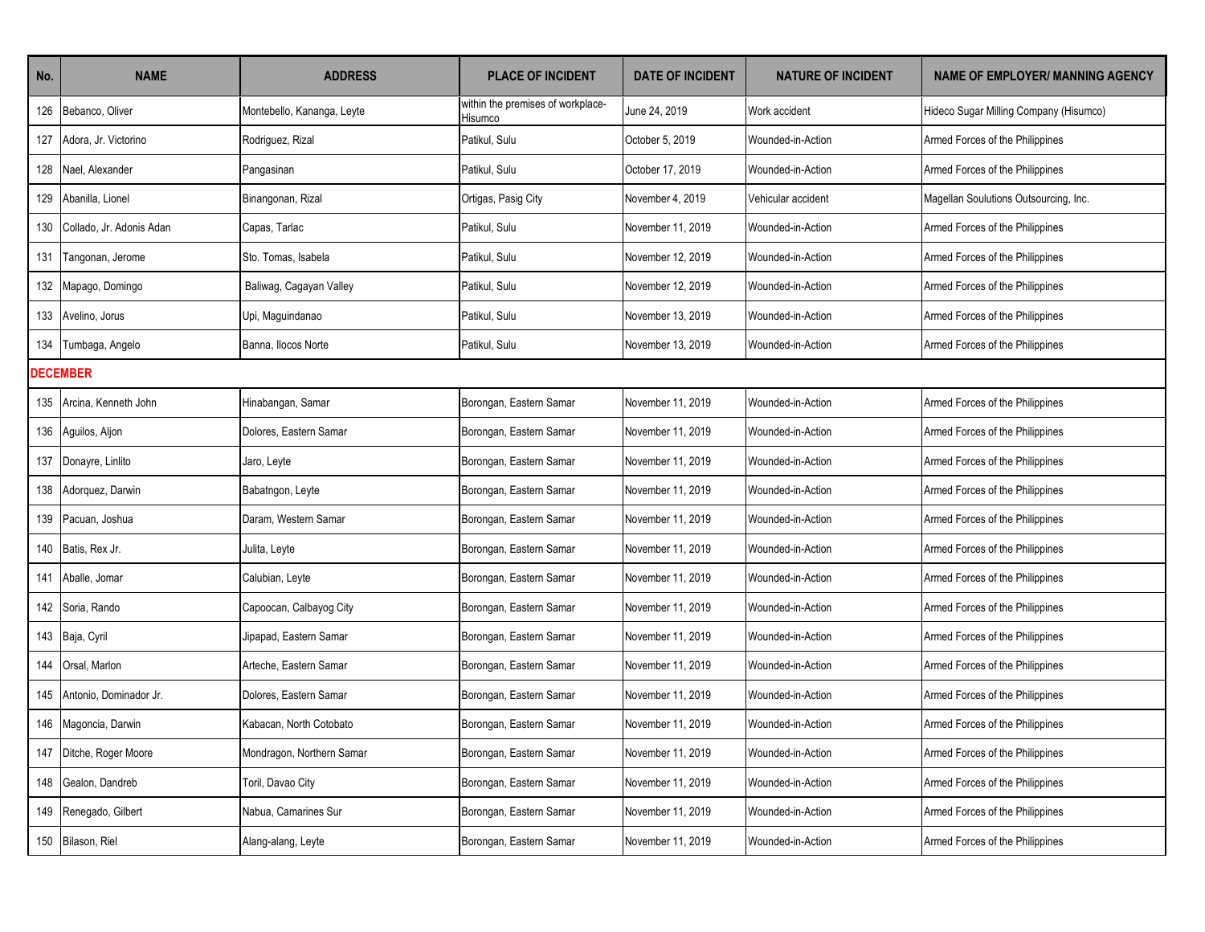| No. | NAME | ADDRESS | PLACE OF INCIDENT | DATE OF INCIDENT | NATURE OF INCIDENT | NAME OF EMPLOYER/ MANNING AGENCY |
|---|---|---|---|---|---|---|
| 126 | Bebanco, Oliver | Montebello, Kananga, Leyte | within the premises of workplace-Hisumco | June 24, 2019 | Work accident | Hideco Sugar Milling Company (Hisumco) |
| 127 | Adora, Jr. Victorino | Rodriguez, Rizal | Patikul, Sulu | October 5, 2019 | Wounded-in-Action | Armed Forces of the Philippines |
| 128 | Nael, Alexander | Pangasinan | Patikul, Sulu | October 17, 2019 | Wounded-in-Action | Armed Forces of the Philippines |
| 129 | Abanilla, Lionel | Binangonan, Rizal | Ortigas, Pasig City | November 4, 2019 | Vehicular accident | Magellan Soulutions Outsourcing, Inc. |
| 130 | Collado, Jr. Adonis Adan | Capas, Tarlac | Patikul, Sulu | November 11, 2019 | Wounded-in-Action | Armed Forces of the Philippines |
| 131 | Tangonan, Jerome | Sto. Tomas, Isabela | Patikul, Sulu | November 12, 2019 | Wounded-in-Action | Armed Forces of the Philippines |
| 132 | Mapago, Domingo | Baliwag, Cagayan Valley | Patikul, Sulu | November 12, 2019 | Wounded-in-Action | Armed Forces of the Philippines |
| 133 | Avelino, Jorus | Upi, Maguindanao | Patikul, Sulu | November 13, 2019 | Wounded-in-Action | Armed Forces of the Philippines |
| 134 | Tumbaga, Angelo | Banna, Ilocos Norte | Patikul, Sulu | November 13, 2019 | Wounded-in-Action | Armed Forces of the Philippines |
| **DECEMBER** | | | | | | |
| 135 | Arcina, Kenneth John | Hinabangan, Samar | Borongan, Eastern Samar | November 11, 2019 | Wounded-in-Action | Armed Forces of the Philippines |
| 136 | Aguilos, Aljon | Dolores, Eastern Samar | Borongan, Eastern Samar | November 11, 2019 | Wounded-in-Action | Armed Forces of the Philippines |
| 137 | Donayre, Linlito | Jaro, Leyte | Borongan, Eastern Samar | November 11, 2019 | Wounded-in-Action | Armed Forces of the Philippines |
| 138 | Adorquez, Darwin | Babatngon, Leyte | Borongan, Eastern Samar | November 11, 2019 | Wounded-in-Action | Armed Forces of the Philippines |
| 139 | Pacuan, Joshua | Daram, Western Samar | Borongan, Eastern Samar | November 11, 2019 | Wounded-in-Action | Armed Forces of the Philippines |
| 140 | Batis, Rex Jr. | Julita, Leyte | Borongan, Eastern Samar | November 11, 2019 | Wounded-in-Action | Armed Forces of the Philippines |
| 141 | Aballe, Jomar | Calubian, Leyte | Borongan, Eastern Samar | November 11, 2019 | Wounded-in-Action | Armed Forces of the Philippines |
| 142 | Soria, Rando | Capoocan, Calbayog City | Borongan, Eastern Samar | November 11, 2019 | Wounded-in-Action | Armed Forces of the Philippines |
| 143 | Baja, Cyril | Jipapad, Eastern Samar | Borongan, Eastern Samar | November 11, 2019 | Wounded-in-Action | Armed Forces of the Philippines |
| 144 | Orsal, Marlon | Arteche, Eastern Samar | Borongan, Eastern Samar | November 11, 2019 | Wounded-in-Action | Armed Forces of the Philippines |
| 145 | Antonio, Dominador Jr. | Dolores, Eastern Samar | Borongan, Eastern Samar | November 11, 2019 | Wounded-in-Action | Armed Forces of the Philippines |
| 146 | Magoncia, Darwin | Kabacan, North Cotobato | Borongan, Eastern Samar | November 11, 2019 | Wounded-in-Action | Armed Forces of the Philippines |
| 147 | Ditche, Roger Moore | Mondragon, Northern Samar | Borongan, Eastern Samar | November 11, 2019 | Wounded-in-Action | Armed Forces of the Philippines |
| 148 | Gealon, Dandreb | Toril, Davao City | Borongan, Eastern Samar | November 11, 2019 | Wounded-in-Action | Armed Forces of the Philippines |
| 149 | Renegado, Gilbert | Nabua, Camarines Sur | Borongan, Eastern Samar | November 11, 2019 | Wounded-in-Action | Armed Forces of the Philippines |
| 150 | Bilason, Riel | Alang-alang, Leyte | Borongan, Eastern Samar | November 11, 2019 | Wounded-in-Action | Armed Forces of the Philippines |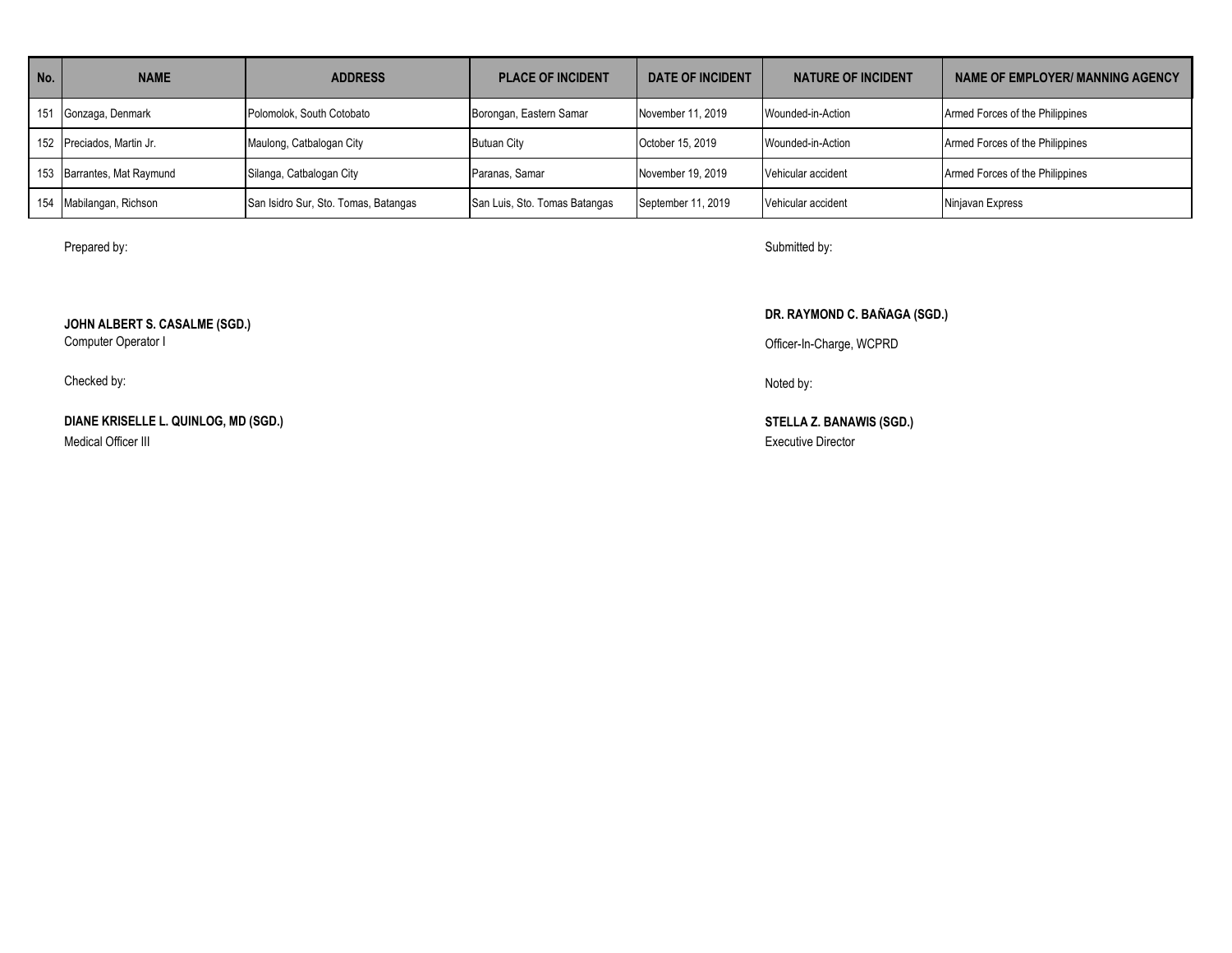| No. | NAME | ADDRESS | PLACE OF INCIDENT | DATE OF INCIDENT | NATURE OF INCIDENT | NAME OF EMPLOYER/ MANNING AGENCY |
|---|---|---|---|---|---|---|
| 151 | Gonzaga, Denmark | Polomolok, South Cotobato | Borongan, Eastern Samar | November 11, 2019 | Wounded-in-Action | Armed Forces of the Philippines |
| 152 | Preciados, Martin Jr. | Maulong, Catbalogan City | Butuan City | October 15, 2019 | Wounded-in-Action | Armed Forces of the Philippines |
| 153 | Barrantes, Mat Raymund | Silanga, Catbalogan City | Paranas, Samar | November 19, 2019 | Vehicular accident | Armed Forces of the Philippines |
| 154 | Mabilangan, Richson | San Isidro Sur, Sto. Tomas, Batangas | San Luis, Sto. Tomas Batangas | September 11, 2019 | Vehicular accident | Ninjavan Express |

Prepared by:

**JOHN ALBERT S. CASALME (SGD.)**
Computer Operator I

Checked by:

**DIANE KRISELLE L. QUINLOG, MD (SGD.)**
Medical Officer III

Submitted by:

**DR. RAYMOND C. BAÑAGA (SGD.)**
Officer-In-Charge, WCPRD

Noted by:

**STELLA Z. BANAWIS (SGD.)**
Executive Director